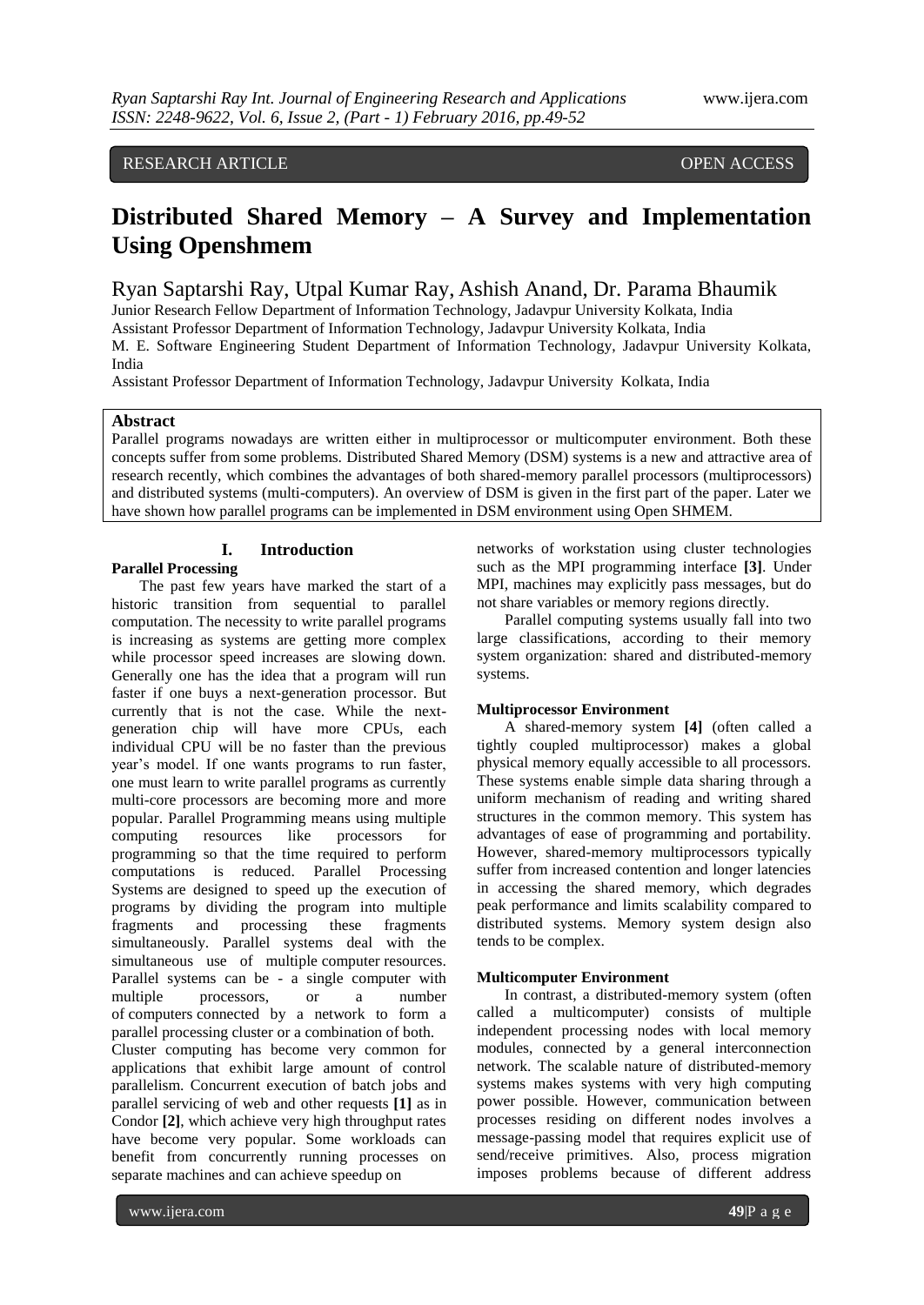RESEARCH ARTICLE OPEN ACCESS

# Distributed Shared Memory – A Survey and Implementation Using Openshmem

Ryan Saptarshi Ray, Utpal Kumar Ray, Ashish Anand, Dr. Parama Bhaumik

Junior Research Fellow Department of Information Technology, Jadavpur University Kolkata, India
Assistant Professor Department of Information Technology, Jadavpur University Kolkata, India
M. E. Software Engineering Student Department of Information Technology, Jadavpur University Kolkata, India
Assistant Professor Department of Information Technology, Jadavpur University Kolkata, India

## Abstract

Parallel programs nowadays are written either in multiprocessor or multicomputer environment. Both these concepts suffer from some problems. Distributed Shared Memory (DSM) systems is a new and attractive area of research recently, which combines the advantages of both shared-memory parallel processors (multiprocessors) and distributed systems (multi-computers). An overview of DSM is given in the first part of the paper. Later we have shown how parallel programs can be implemented in DSM environment using Open SHMEM.

## I. Introduction

### Parallel Processing

The past few years have marked the start of a historic transition from sequential to parallel computation. The necessity to write parallel programs is increasing as systems are getting more complex while processor speed increases are slowing down. Generally one has the idea that a program will run faster if one buys a next-generation processor. But currently that is not the case. While the next-generation chip will have more CPUs, each individual CPU will be no faster than the previous year's model. If one wants programs to run faster, one must learn to write parallel programs as currently multi-core processors are becoming more and more popular. Parallel Programming means using multiple computing resources like processors for programming so that the time required to perform computations is reduced. Parallel Processing Systems are designed to speed up the execution of programs by dividing the program into multiple fragments and processing these fragments simultaneously. Parallel systems deal with the simultaneous use of multiple computer resources. Parallel systems can be - a single computer with multiple processors, or a number of computers connected by a network to form a parallel processing cluster or a combination of both.

Cluster computing has become very common for applications that exhibit large amount of control parallelism. Concurrent execution of batch jobs and parallel servicing of web and other requests **[1]** as in Condor **[2]**, which achieve very high throughput rates have become very popular. Some workloads can benefit from concurrently running processes on separate machines and can achieve speedup on networks of workstation using cluster technologies such as the MPI programming interface **[3]**. Under MPI, machines may explicitly pass messages, but do not share variables or memory regions directly.

Parallel computing systems usually fall into two large classifications, according to their memory system organization: shared and distributed-memory systems.

### Multiprocessor Environment

A shared-memory system **[4]** (often called a tightly coupled multiprocessor) makes a global physical memory equally accessible to all processors. These systems enable simple data sharing through a uniform mechanism of reading and writing shared structures in the common memory. This system has advantages of ease of programming and portability. However, shared-memory multiprocessors typically suffer from increased contention and longer latencies in accessing the shared memory, which degrades peak performance and limits scalability compared to distributed systems. Memory system design also tends to be complex.

### Multicomputer Environment

In contrast, a distributed-memory system (often called a multicomputer) consists of multiple independent processing nodes with local memory modules, connected by a general interconnection network. The scalable nature of distributed-memory systems makes systems with very high computing power possible. However, communication between processes residing on different nodes involves a message-passing model that requires explicit use of send/receive primitives. Also, process migration imposes problems because of different address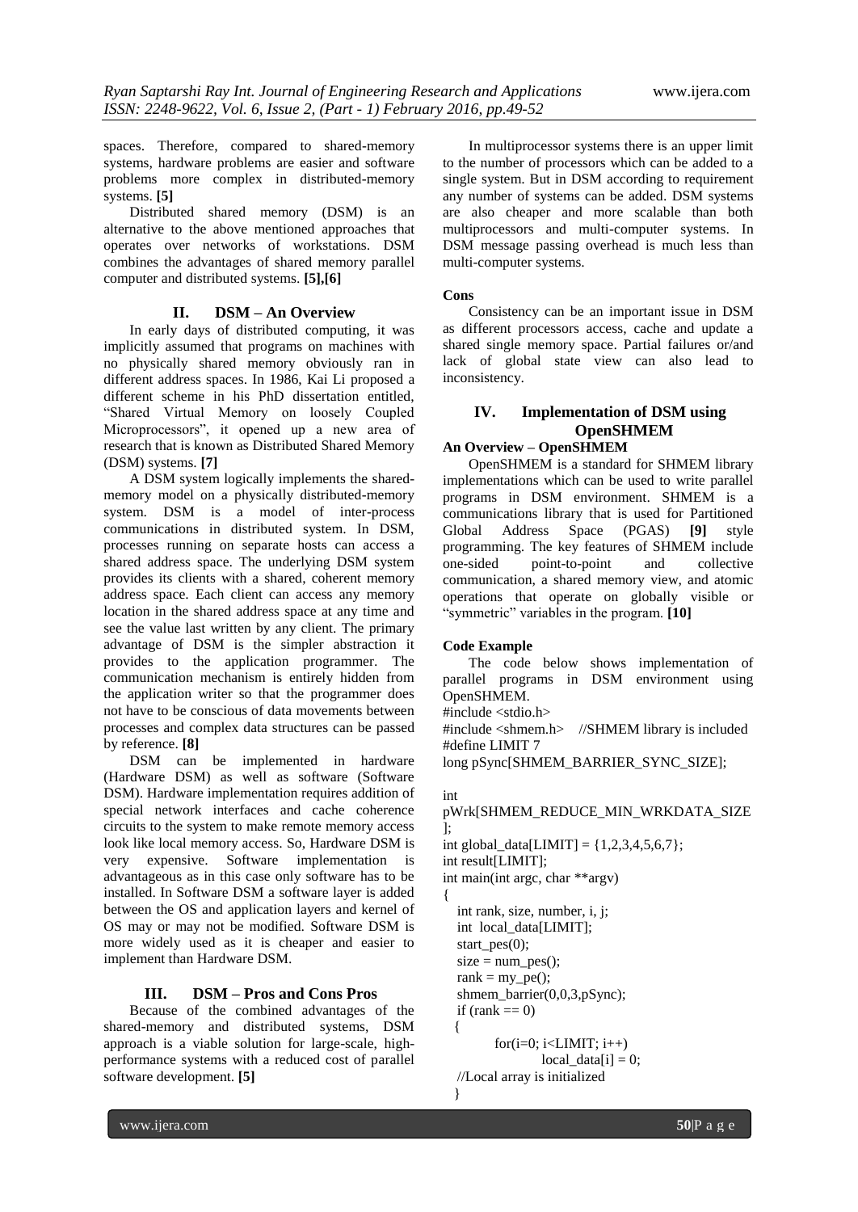spaces. Therefore, compared to shared-memory systems, hardware problems are easier and software problems more complex in distributed-memory systems. **[5]**

Distributed shared memory (DSM) is an alternative to the above mentioned approaches that operates over networks of workstations. DSM combines the advantages of shared memory parallel computer and distributed systems. **[5],[6]**

## II. DSM – An Overview

In early days of distributed computing, it was implicitly assumed that programs on machines with no physically shared memory obviously ran in different address spaces. In 1986, Kai Li proposed a different scheme in his PhD dissertation entitled, "Shared Virtual Memory on loosely Coupled Microprocessors", it opened up a new area of research that is known as Distributed Shared Memory (DSM) systems. **[7]**

A DSM system logically implements the shared-memory model on a physically distributed-memory system. DSM is a model of inter-process communications in distributed system. In DSM, processes running on separate hosts can access a shared address space. The underlying DSM system provides its clients with a shared, coherent memory address space. Each client can access any memory location in the shared address space at any time and see the value last written by any client. The primary advantage of DSM is the simpler abstraction it provides to the application programmer. The communication mechanism is entirely hidden from the application writer so that the programmer does not have to be conscious of data movements between processes and complex data structures can be passed by reference. **[8]**

DSM can be implemented in hardware (Hardware DSM) as well as software (Software DSM). Hardware implementation requires addition of special network interfaces and cache coherence circuits to the system to make remote memory access look like local memory access. So, Hardware DSM is very expensive. Software implementation is advantageous as in this case only software has to be installed. In Software DSM a software layer is added between the OS and application layers and kernel of OS may or may not be modified. Software DSM is more widely used as it is cheaper and easier to implement than Hardware DSM.

## III. DSM – Pros and Cons Pros

Because of the combined advantages of the shared-memory and distributed systems, DSM approach is a viable solution for large-scale, high-performance systems with a reduced cost of parallel software development. **[5]**

In multiprocessor systems there is an upper limit to the number of processors which can be added to a single system. But in DSM according to requirement any number of systems can be added. DSM systems are also cheaper and more scalable than both multiprocessors and multi-computer systems. In DSM message passing overhead is much less than multi-computer systems.

**Cons**

Consistency can be an important issue in DSM as different processors access, cache and update a shared single memory space. Partial failures or/and lack of global state view can also lead to inconsistency.

## IV. Implementation of DSM using OpenSHMEM

**An Overview – OpenSHMEM**

OpenSHMEM is a standard for SHMEM library implementations which can be used to write parallel programs in DSM environment. SHMEM is a communications library that is used for Partitioned Global Address Space (PGAS) **[9]** style programming. The key features of SHMEM include one-sided point-to-point and collective communication, a shared memory view, and atomic operations that operate on globally visible or "symmetric" variables in the program. **[10]**

**Code Example**

The code below shows implementation of parallel programs in DSM environment using OpenSHMEM.

```
#include <stdio.h>
#include <shmem.h>    //SHMEM library is included
#define LIMIT 7
long pSync[SHMEM_BARRIER_SYNC_SIZE];

int
pWrk[SHMEM_REDUCE_MIN_WRKDATA_SIZE
];
int global_data[LIMIT] = {1,2,3,4,5,6,7};
int result[LIMIT];
int main(int argc, char **argv)
{
  int rank, size, number, i, j;
  int  local_data[LIMIT];
  start_pes(0);
  size = num_pes();
  rank = my_pe();
  shmem_barrier(0,0,3,pSync);
  if (rank == 0)
  {
         for(i=0; i<LIMIT; i++)
                 local_data[i] = 0;
  //Local array is initialized
  }
```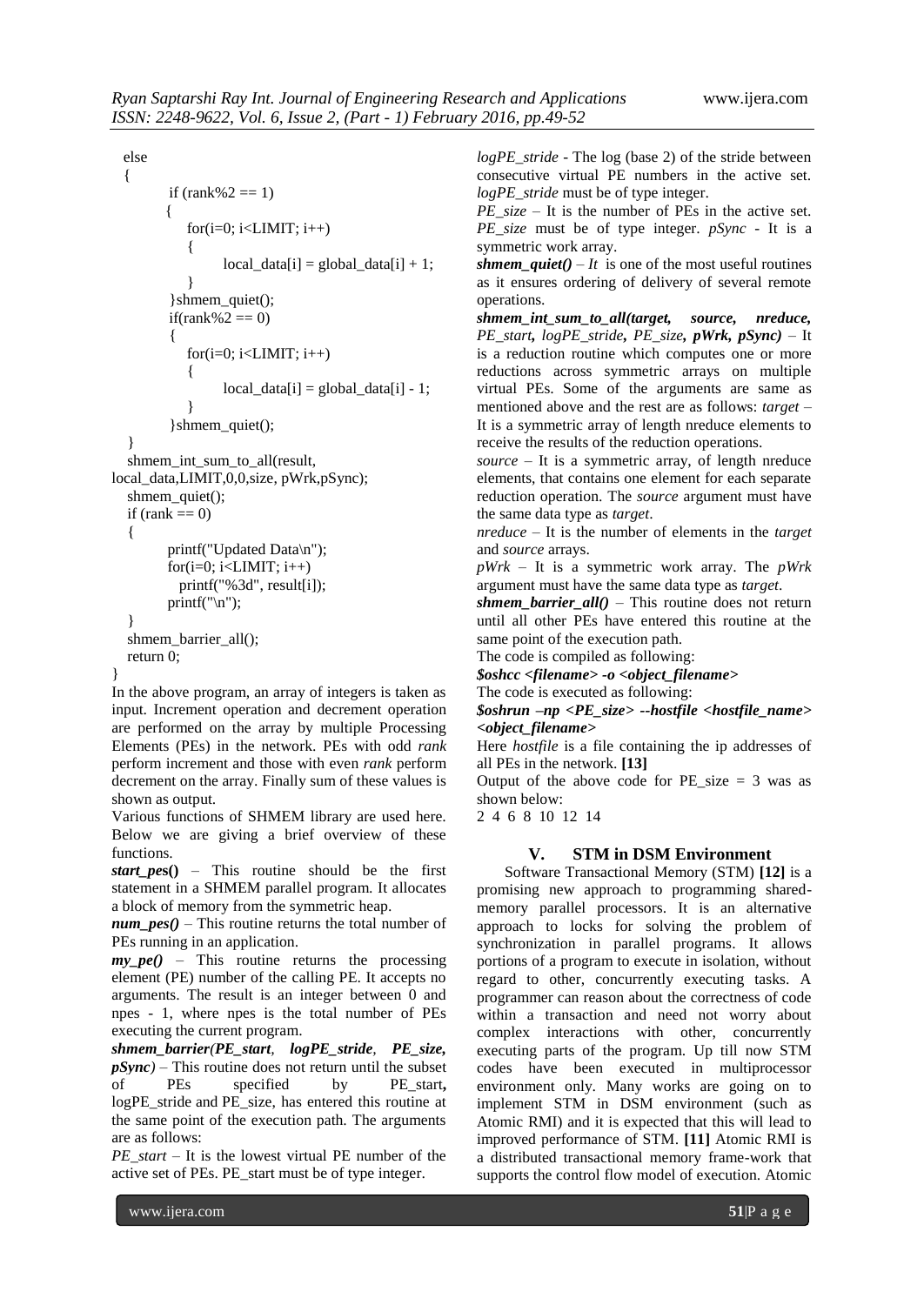```
  else
  {
         if (rank%2 == 1)
         {
            for(i=0; i<LIMIT; i++)
            {
                  local_data[i] = global_data[i] + 1;
            }
         }shmem_quiet();
         if(rank%2 == 0)
         {
            for(i=0; i<LIMIT; i++)
            {
                  local_data[i] = global_data[i] - 1;
            }
         }shmem_quiet();
  }
  shmem_int_sum_to_all(result,
local_data,LIMIT,0,0,size, pWrk,pSync);
  shmem_quiet();
  if (rank == 0)
  {
         printf("Updated Data\n");
         for(i=0; i<LIMIT; i++)
            printf("%3d", result[i]);
         printf("\n");
  }
  shmem_barrier_all();
  return 0;
}
```

In the above program, an array of integers is taken as input. Increment operation and decrement operation are performed on the array by multiple Processing Elements (PEs) in the network. PEs with odd *rank* perform increment and those with even *rank* perform decrement on the array. Finally sum of these values is shown as output.

Various functions of SHMEM library are used here. Below we are giving a brief overview of these functions.

***start_pes()*** – This routine should be the first statement in a SHMEM parallel program. It allocates a block of memory from the symmetric heap.

***num_pes()*** – This routine returns the total number of PEs running in an application.

***my_pe()*** – This routine returns the processing element (PE) number of the calling PE. It accepts no arguments. The result is an integer between 0 and npes - 1, where npes is the total number of PEs executing the current program.

***shmem_barrier(PE_start, logPE_stride, PE_size, pSync)*** – This routine does not return until the subset of PEs specified by PE_start**,** logPE_stride and PE_size, has entered this routine at the same point of the execution path. The arguments are as follows:

*PE_start* – It is the lowest virtual PE number of the active set of PEs. PE_start must be of type integer.

*logPE_stride* - The log (base 2) of the stride between consecutive virtual PE numbers in the active set. *logPE_stride* must be of type integer.

*PE_size* – It is the number of PEs in the active set. *PE_size* must be of type integer. *pSync* - It is a symmetric work array.

***shmem_quiet()*** – *It* is one of the most useful routines as it ensures ordering of delivery of several remote operations.

***shmem_int_sum_to_all(target, source, nreduce, PE_start, logPE_stride, PE_size, pWrk, pSync)*** – It is a reduction routine which computes one or more reductions across symmetric arrays on multiple virtual PEs. Some of the arguments are same as mentioned above and the rest are as follows: *target* – It is a symmetric array of length nreduce elements to receive the results of the reduction operations.

*source* – It is a symmetric array, of length nreduce elements, that contains one element for each separate reduction operation. The *source* argument must have the same data type as *target*.

*nreduce* – It is the number of elements in the *target* and *source* arrays.

*pWrk* – It is a symmetric work array. The *pWrk* argument must have the same data type as *target*.

***shmem_barrier_all()*** – This routine does not return until all other PEs have entered this routine at the same point of the execution path.

The code is compiled as following:

***$oshcc <filename> -o <object_filename>***

The code is executed as following:

***$oshrun –np <PE_size> --hostfile <hostfile_name> <object_filename>***

Here *hostfile* is a file containing the ip addresses of all PEs in the network. **[13]**

Output of the above code for PE_size = 3 was as shown below:

2 4 6 8 10 12 14

## V. STM in DSM Environment

Software Transactional Memory (STM) **[12]** is a promising new approach to programming shared-memory parallel processors. It is an alternative approach to locks for solving the problem of synchronization in parallel programs. It allows portions of a program to execute in isolation, without regard to other, concurrently executing tasks. A programmer can reason about the correctness of code within a transaction and need not worry about complex interactions with other, concurrently executing parts of the program. Up till now STM codes have been executed in multiprocessor environment only. Many works are going on to implement STM in DSM environment (such as Atomic RMI) and it is expected that this will lead to improved performance of STM. **[11]** Atomic RMI is a distributed transactional memory frame-work that supports the control flow model of execution. Atomic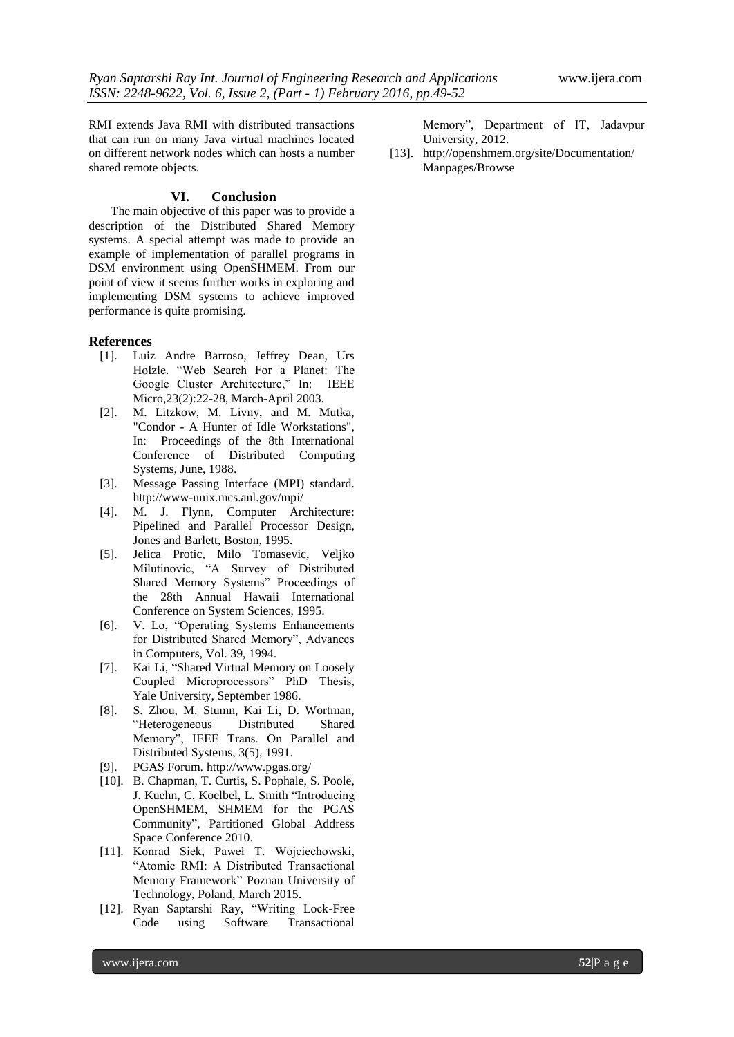RMI extends Java RMI with distributed transactions that can run on many Java virtual machines located on different network nodes which can hosts a number shared remote objects.

## VI. Conclusion

The main objective of this paper was to provide a description of the Distributed Shared Memory systems. A special attempt was made to provide an example of implementation of parallel programs in DSM environment using OpenSHMEM. From our point of view it seems further works in exploring and implementing DSM systems to achieve improved performance is quite promising.

## References

[1]. Luiz Andre Barroso, Jeffrey Dean, Urs Holzle. "Web Search For a Planet: The Google Cluster Architecture," In: IEEE Micro,23(2):22-28, March-April 2003.

[2]. M. Litzkow, M. Livny, and M. Mutka, "Condor - A Hunter of Idle Workstations", In: Proceedings of the 8th International Conference of Distributed Computing Systems, June, 1988.

[3]. Message Passing Interface (MPI) standard. http://www-unix.mcs.anl.gov/mpi/

[4]. M. J. Flynn, Computer Architecture: Pipelined and Parallel Processor Design, Jones and Barlett, Boston, 1995.

[5]. Jelica Protic, Milo Tomasevic, Veljko Milutinovic, "A Survey of Distributed Shared Memory Systems" Proceedings of the 28th Annual Hawaii International Conference on System Sciences, 1995.

[6]. V. Lo, "Operating Systems Enhancements for Distributed Shared Memory", Advances in Computers, Vol. 39, 1994.

[7]. Kai Li, "Shared Virtual Memory on Loosely Coupled Microprocessors" PhD Thesis, Yale University, September 1986.

[8]. S. Zhou, M. Stumn, Kai Li, D. Wortman, "Heterogeneous Distributed Shared Memory", IEEE Trans. On Parallel and Distributed Systems, 3(5), 1991.

[9]. PGAS Forum. http://www.pgas.org/

[10]. B. Chapman, T. Curtis, S. Pophale, S. Poole, J. Kuehn, C. Koelbel, L. Smith "Introducing OpenSHMEM, SHMEM for the PGAS Community", Partitioned Global Address Space Conference 2010.

[11]. Konrad Siek, Paweł T. Wojciechowski, "Atomic RMI: A Distributed Transactional Memory Framework" Poznan University of Technology, Poland, March 2015.

[12]. Ryan Saptarshi Ray, "Writing Lock-Free Code using Software Transactional Memory", Department of IT, Jadavpur University, 2012.

[13]. http://openshmem.org/site/Documentation/Manpages/Browse